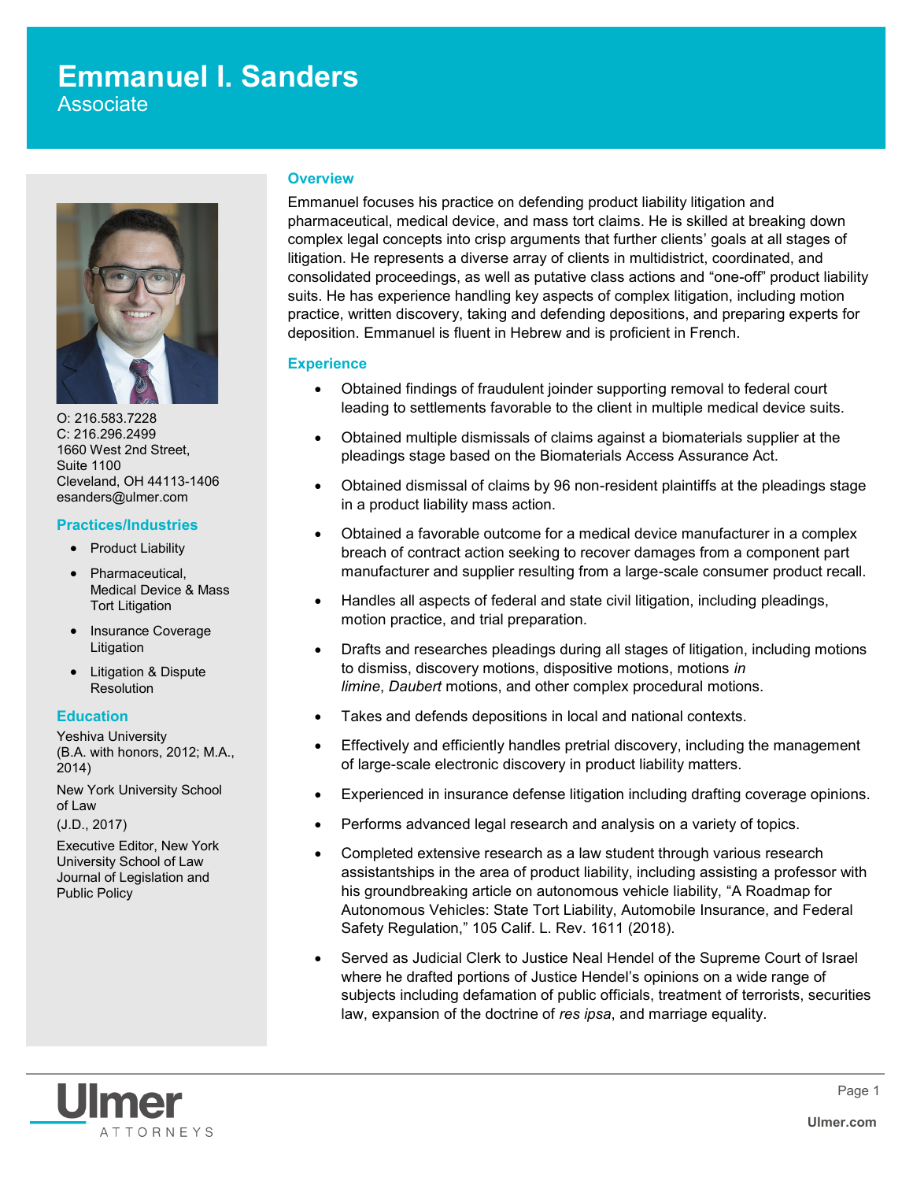# Emmanuel I. Sanders

Associate

O: 216.583.7228
C: 216.296.2499
1660 West 2nd Street,
Suite 1100
Cleveland, OH 44113-1406
esanders@ulmer.com

## Practices/Industries

- Product Liability
- Pharmaceutical, Medical Device & Mass Tort Litigation
- Insurance Coverage Litigation
- Litigation & Dispute Resolution

## Education

Yeshiva University
(B.A. with honors, 2012; M.A., 2014)

New York University School of Law
(J.D., 2017)

Executive Editor, New York University School of Law Journal of Legislation and Public Policy

## Overview

Emmanuel focuses his practice on defending product liability litigation and pharmaceutical, medical device, and mass tort claims. He is skilled at breaking down complex legal concepts into crisp arguments that further clients' goals at all stages of litigation. He represents a diverse array of clients in multidistrict, coordinated, and consolidated proceedings, as well as putative class actions and "one-off" product liability suits. He has experience handling key aspects of complex litigation, including motion practice, written discovery, taking and defending depositions, and preparing experts for deposition. Emmanuel is fluent in Hebrew and is proficient in French.

## Experience

- Obtained findings of fraudulent joinder supporting removal to federal court leading to settlements favorable to the client in multiple medical device suits.
- Obtained multiple dismissals of claims against a biomaterials supplier at the pleadings stage based on the Biomaterials Access Assurance Act.
- Obtained dismissal of claims by 96 non-resident plaintiffs at the pleadings stage in a product liability mass action.
- Obtained a favorable outcome for a medical device manufacturer in a complex breach of contract action seeking to recover damages from a component part manufacturer and supplier resulting from a large-scale consumer product recall.
- Handles all aspects of federal and state civil litigation, including pleadings, motion practice, and trial preparation.
- Drafts and researches pleadings during all stages of litigation, including motions to dismiss, discovery motions, dispositive motions, motions *in limine*, *Daubert* motions, and other complex procedural motions.
- Takes and defends depositions in local and national contexts.
- Effectively and efficiently handles pretrial discovery, including the management of large-scale electronic discovery in product liability matters.
- Experienced in insurance defense litigation including drafting coverage opinions.
- Performs advanced legal research and analysis on a variety of topics.
- Completed extensive research as a law student through various research assistantships in the area of product liability, including assisting a professor with his groundbreaking article on autonomous vehicle liability, "A Roadmap for Autonomous Vehicles: State Tort Liability, Automobile Insurance, and Federal Safety Regulation," 105 Calif. L. Rev. 1611 (2018).
- Served as Judicial Clerk to Justice Neal Hendel of the Supreme Court of Israel where he drafted portions of Justice Hendel's opinions on a wide range of subjects including defamation of public officials, treatment of terrorists, securities law, expansion of the doctrine of *res ipsa*, and marriage equality.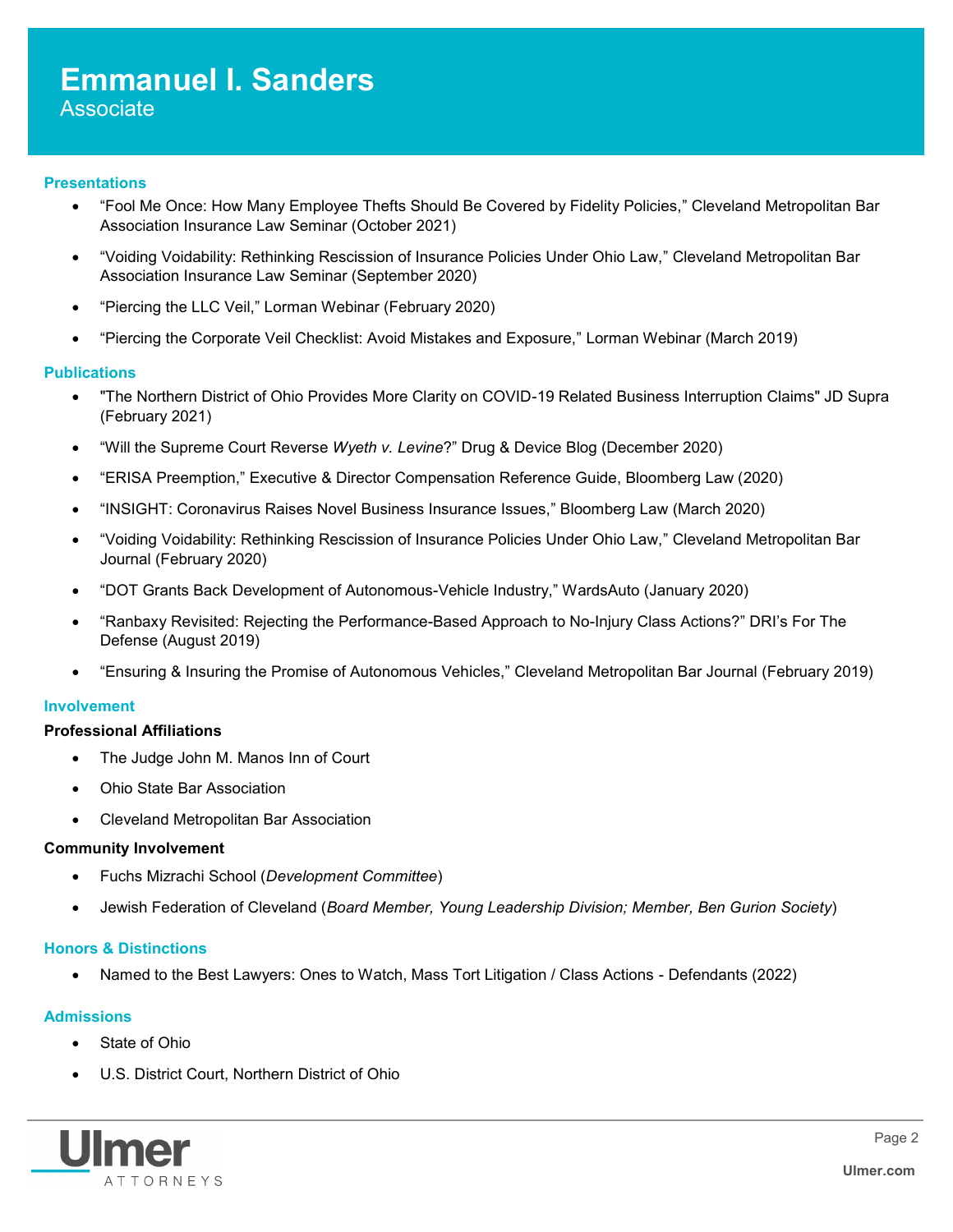# Emmanuel I. Sanders

Associate

## Presentations

- “Fool Me Once: How Many Employee Thefts Should Be Covered by Fidelity Policies,” Cleveland Metropolitan Bar Association Insurance Law Seminar (October 2021)
- “Voiding Voidability: Rethinking Rescission of Insurance Policies Under Ohio Law,” Cleveland Metropolitan Bar Association Insurance Law Seminar (September 2020)
- “Piercing the LLC Veil,” Lorman Webinar (February 2020)
- “Piercing the Corporate Veil Checklist: Avoid Mistakes and Exposure,” Lorman Webinar (March 2019)

## Publications

- "The Northern District of Ohio Provides More Clarity on COVID-19 Related Business Interruption Claims" JD Supra (February 2021)
- “Will the Supreme Court Reverse *Wyeth v. Levine*?” Drug & Device Blog (December 2020)
- “ERISA Preemption,” Executive & Director Compensation Reference Guide, Bloomberg Law (2020)
- “INSIGHT: Coronavirus Raises Novel Business Insurance Issues,” Bloomberg Law (March 2020)
- “Voiding Voidability: Rethinking Rescission of Insurance Policies Under Ohio Law,” Cleveland Metropolitan Bar Journal (February 2020)
- “DOT Grants Back Development of Autonomous-Vehicle Industry,” WardsAuto (January 2020)
- “Ranbaxy Revisited: Rejecting the Performance-Based Approach to No-Injury Class Actions?” DRI’s For The Defense (August 2019)
- “Ensuring & Insuring the Promise of Autonomous Vehicles,” Cleveland Metropolitan Bar Journal (February 2019)

## Involvement

### Professional Affiliations

- The Judge John M. Manos Inn of Court
- Ohio State Bar Association
- Cleveland Metropolitan Bar Association

### Community Involvement

- Fuchs Mizrachi School (*Development Committee*)
- Jewish Federation of Cleveland (*Board Member, Young Leadership Division; Member, Ben Gurion Society*)

## Honors & Distinctions

- Named to the Best Lawyers: Ones to Watch, Mass Tort Litigation / Class Actions - Defendants (2022)

## Admissions

- State of Ohio
- U.S. District Court, Northern District of Ohio